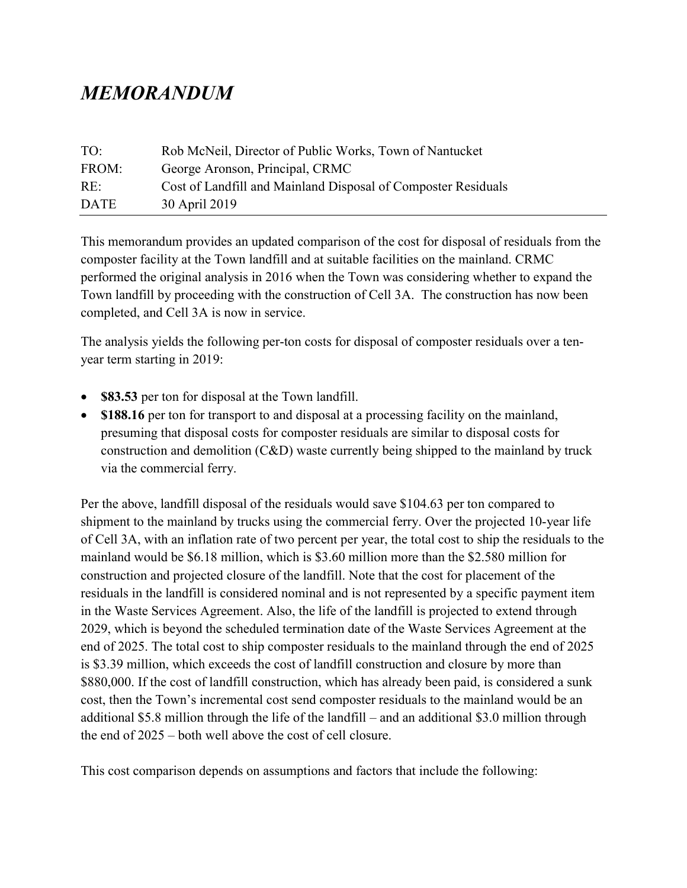# *MEMORANDUM*

| | |
|---|---|
| TO: | Rob McNeil, Director of Public Works, Town of Nantucket |
| FROM: | George Aronson, Principal, CRMC |
| RE: | Cost of Landfill and Mainland Disposal of Composter Residuals |
| DATE | 30 April 2019 |

This memorandum provides an updated comparison of the cost for disposal of residuals from the composter facility at the Town landfill and at suitable facilities on the mainland. CRMC performed the original analysis in 2016 when the Town was considering whether to expand the Town landfill by proceeding with the construction of Cell 3A. The construction has now been completed, and Cell 3A is now in service.

The analysis yields the following per-ton costs for disposal of composter residuals over a ten-year term starting in 2019:

- **$83.53** per ton for disposal at the Town landfill.
- **$188.16** per ton for transport to and disposal at a processing facility on the mainland, presuming that disposal costs for composter residuals are similar to disposal costs for construction and demolition (C&D) waste currently being shipped to the mainland by truck via the commercial ferry.

Per the above, landfill disposal of the residuals would save $104.63 per ton compared to shipment to the mainland by trucks using the commercial ferry. Over the projected 10-year life of Cell 3A, with an inflation rate of two percent per year, the total cost to ship the residuals to the mainland would be $6.18 million, which is $3.60 million more than the $2.580 million for construction and projected closure of the landfill. Note that the cost for placement of the residuals in the landfill is considered nominal and is not represented by a specific payment item in the Waste Services Agreement. Also, the life of the landfill is projected to extend through 2029, which is beyond the scheduled termination date of the Waste Services Agreement at the end of 2025. The total cost to ship composter residuals to the mainland through the end of 2025 is $3.39 million, which exceeds the cost of landfill construction and closure by more than $880,000. If the cost of landfill construction, which has already been paid, is considered a sunk cost, then the Town's incremental cost send composter residuals to the mainland would be an additional $5.8 million through the life of the landfill – and an additional $3.0 million through the end of 2025 – both well above the cost of cell closure.

This cost comparison depends on assumptions and factors that include the following: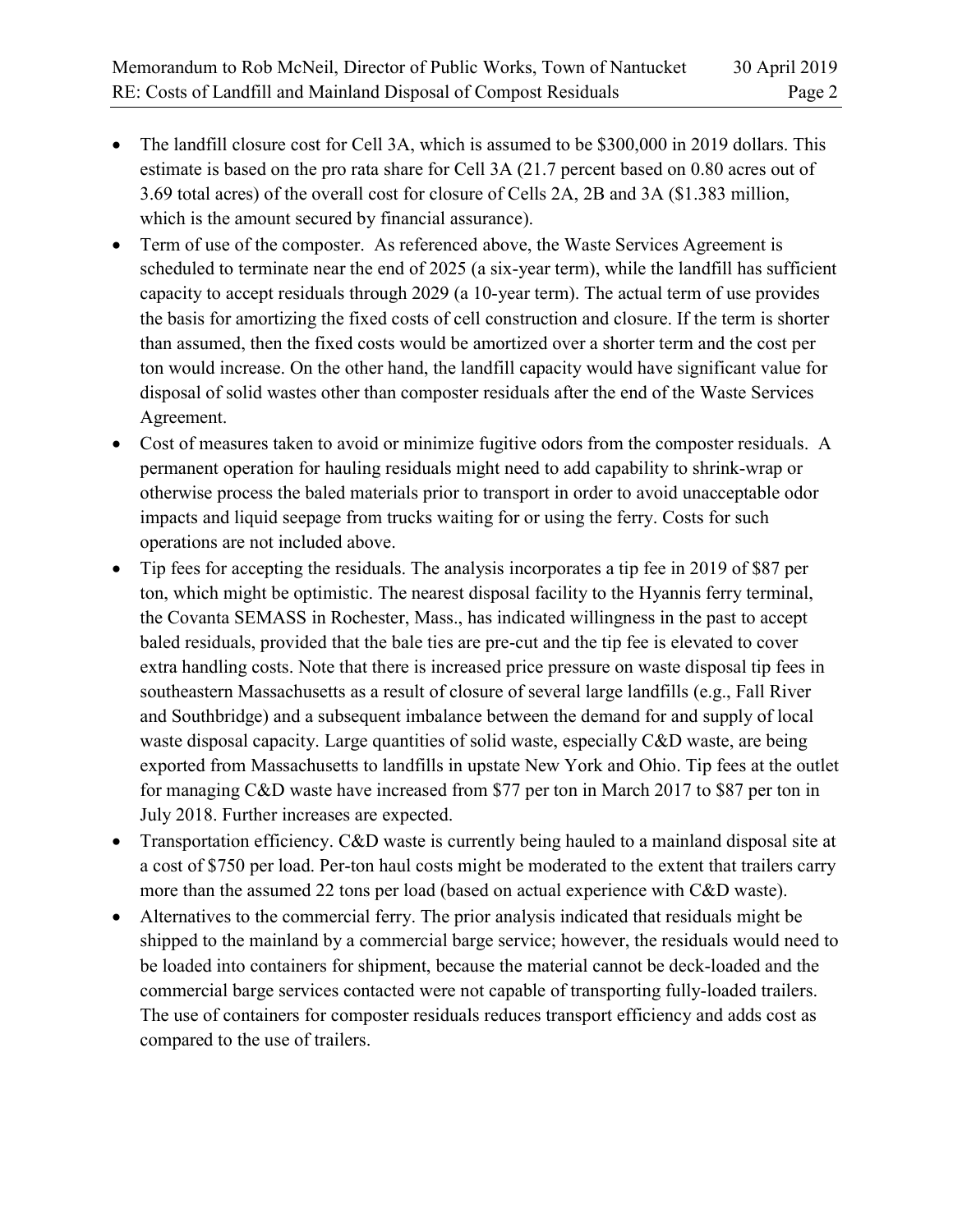- The landfill closure cost for Cell 3A, which is assumed to be $300,000 in 2019 dollars. This estimate is based on the pro rata share for Cell 3A (21.7 percent based on 0.80 acres out of 3.69 total acres) of the overall cost for closure of Cells 2A, 2B and 3A ($1.383 million, which is the amount secured by financial assurance).
- Term of use of the composter. As referenced above, the Waste Services Agreement is scheduled to terminate near the end of 2025 (a six-year term), while the landfill has sufficient capacity to accept residuals through 2029 (a 10-year term). The actual term of use provides the basis for amortizing the fixed costs of cell construction and closure. If the term is shorter than assumed, then the fixed costs would be amortized over a shorter term and the cost per ton would increase. On the other hand, the landfill capacity would have significant value for disposal of solid wastes other than composter residuals after the end of the Waste Services Agreement.
- Cost of measures taken to avoid or minimize fugitive odors from the composter residuals. A permanent operation for hauling residuals might need to add capability to shrink-wrap or otherwise process the baled materials prior to transport in order to avoid unacceptable odor impacts and liquid seepage from trucks waiting for or using the ferry. Costs for such operations are not included above.
- Tip fees for accepting the residuals. The analysis incorporates a tip fee in 2019 of $87 per ton, which might be optimistic. The nearest disposal facility to the Hyannis ferry terminal, the Covanta SEMASS in Rochester, Mass., has indicated willingness in the past to accept baled residuals, provided that the bale ties are pre-cut and the tip fee is elevated to cover extra handling costs. Note that there is increased price pressure on waste disposal tip fees in southeastern Massachusetts as a result of closure of several large landfills (e.g., Fall River and Southbridge) and a subsequent imbalance between the demand for and supply of local waste disposal capacity. Large quantities of solid waste, especially C&D waste, are being exported from Massachusetts to landfills in upstate New York and Ohio. Tip fees at the outlet for managing C&D waste have increased from $77 per ton in March 2017 to $87 per ton in July 2018. Further increases are expected.
- Transportation efficiency. C&D waste is currently being hauled to a mainland disposal site at a cost of $750 per load. Per-ton haul costs might be moderated to the extent that trailers carry more than the assumed 22 tons per load (based on actual experience with C&D waste).
- Alternatives to the commercial ferry. The prior analysis indicated that residuals might be shipped to the mainland by a commercial barge service; however, the residuals would need to be loaded into containers for shipment, because the material cannot be deck-loaded and the commercial barge services contacted were not capable of transporting fully-loaded trailers. The use of containers for composter residuals reduces transport efficiency and adds cost as compared to the use of trailers.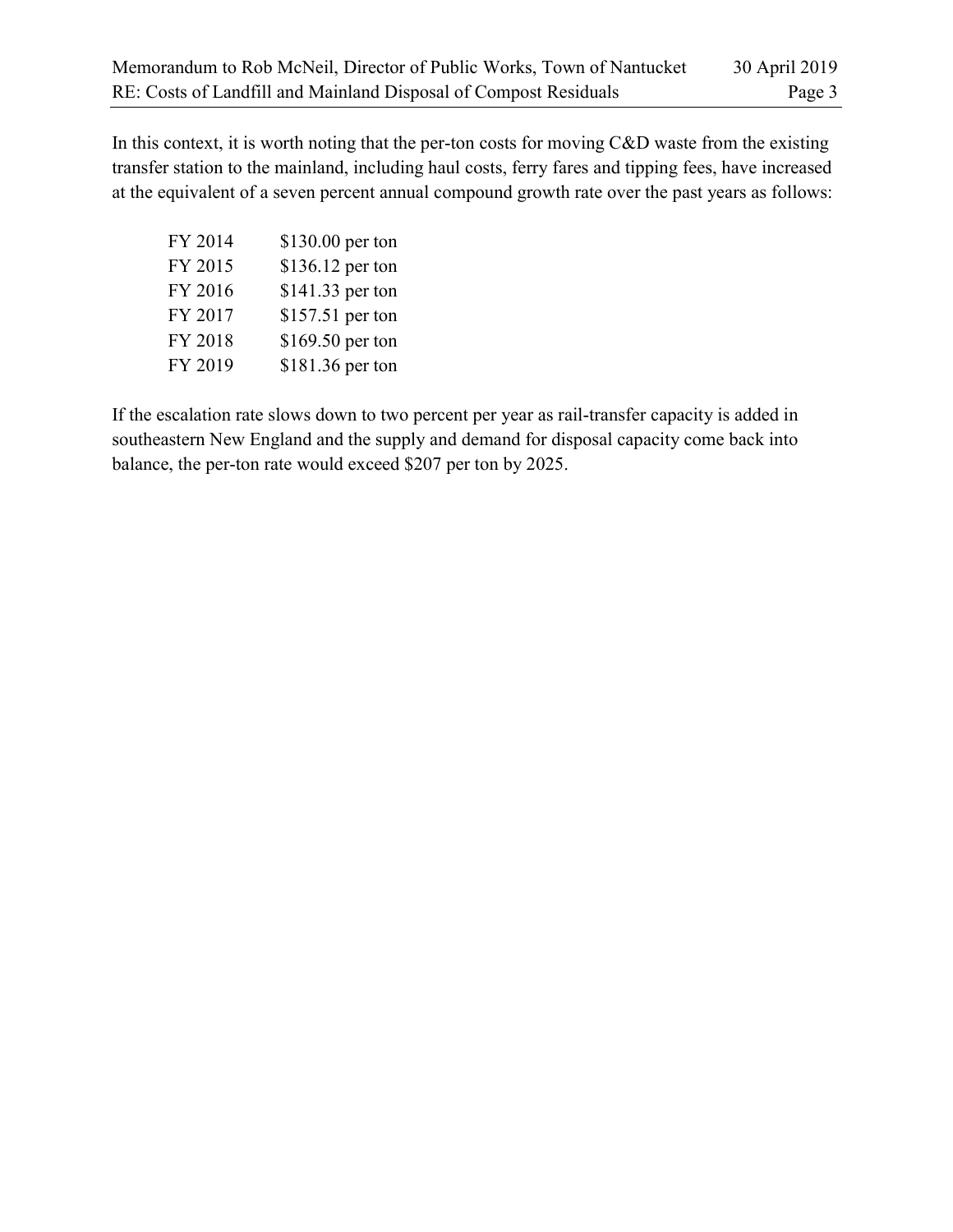In this context, it is worth noting that the per-ton costs for moving C&D waste from the existing transfer station to the mainland, including haul costs, ferry fares and tipping fees, have increased at the equivalent of a seven percent annual compound growth rate over the past years as follows:

| | |
|---|---|
| FY 2014 | $130.00 per ton |
| FY 2015 | $136.12 per ton |
| FY 2016 | $141.33 per ton |
| FY 2017 | $157.51 per ton |
| FY 2018 | $169.50 per ton |
| FY 2019 | $181.36 per ton |

If the escalation rate slows down to two percent per year as rail-transfer capacity is added in southeastern New England and the supply and demand for disposal capacity come back into balance, the per-ton rate would exceed $207 per ton by 2025.